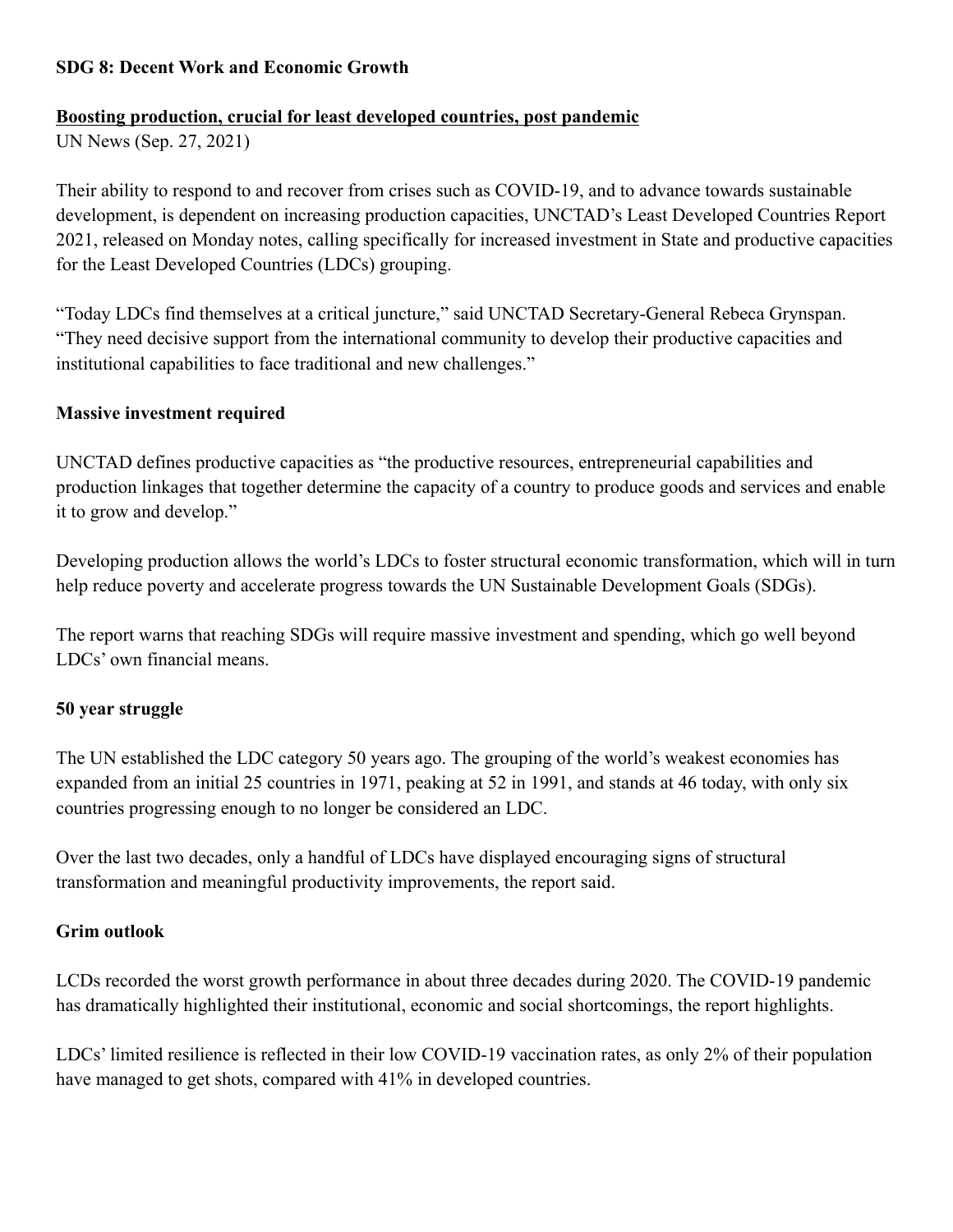**SDG 8: Decent Work and Economic Growth**

**Boosting production, crucial for least developed countries, post pandemic**

UN News (Sep. 27, 2021)

Their ability to respond to and recover from crises such as COVID-19, and to advance towards sustainable development, is dependent on increasing production capacities, UNCTAD's Least Developed Countries Report 2021, released on Monday notes, calling specifically for increased investment in State and productive capacities for the Least Developed Countries (LDCs) grouping.

"Today LDCs find themselves at a critical juncture," said UNCTAD Secretary-General Rebeca Grynspan. "They need decisive support from the international community to develop their productive capacities and institutional capabilities to face traditional and new challenges."

**Massive investment required**

UNCTAD defines productive capacities as "the productive resources, entrepreneurial capabilities and production linkages that together determine the capacity of a country to produce goods and services and enable it to grow and develop."

Developing production allows the world's LDCs to foster structural economic transformation, which will in turn help reduce poverty and accelerate progress towards the UN Sustainable Development Goals (SDGs).

The report warns that reaching SDGs will require massive investment and spending, which go well beyond LDCs' own financial means.

**50 year struggle**

The UN established the LDC category 50 years ago. The grouping of the world's weakest economies has expanded from an initial 25 countries in 1971, peaking at 52 in 1991, and stands at 46 today, with only six countries progressing enough to no longer be considered an LDC.

Over the last two decades, only a handful of LDCs have displayed encouraging signs of structural transformation and meaningful productivity improvements, the report said.

**Grim outlook**

LCDs recorded the worst growth performance in about three decades during 2020. The COVID-19 pandemic has dramatically highlighted their institutional, economic and social shortcomings, the report highlights.

LDCs' limited resilience is reflected in their low COVID-19 vaccination rates, as only 2% of their population have managed to get shots, compared with 41% in developed countries.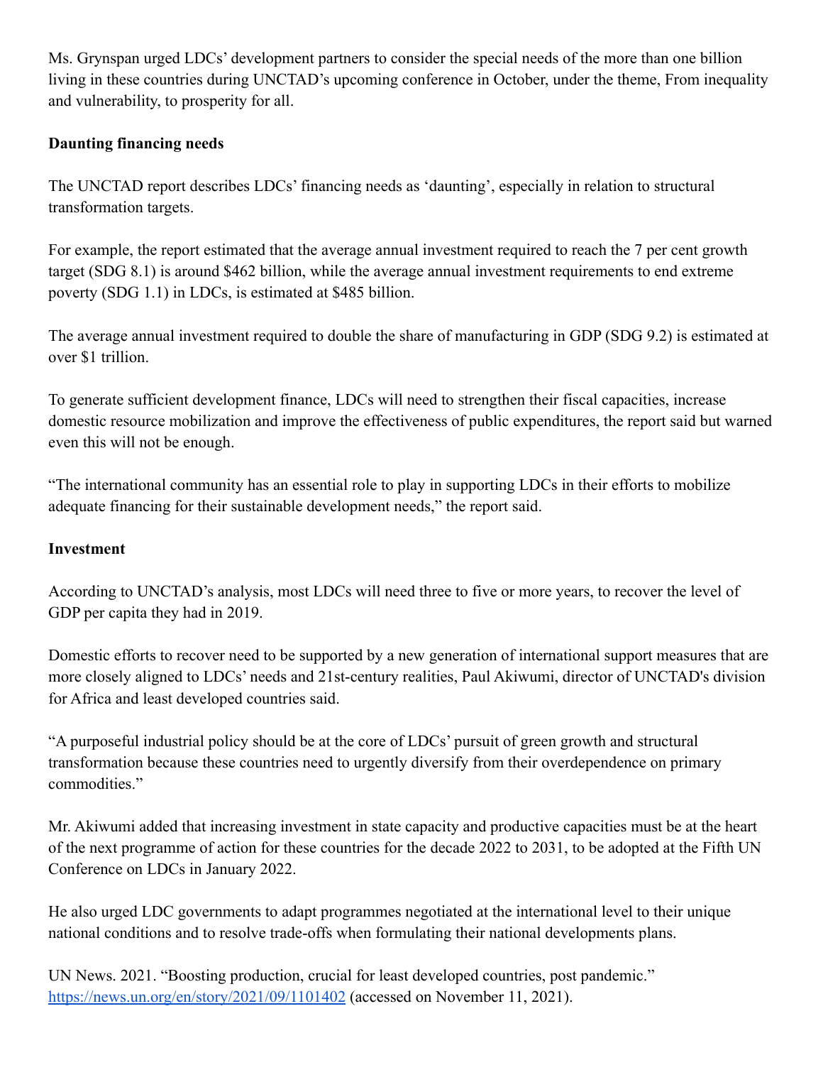Ms. Grynspan urged LDCs' development partners to consider the special needs of the more than one billion living in these countries during UNCTAD's upcoming conference in October, under the theme, From inequality and vulnerability, to prosperity for all.

**Daunting financing needs**

The UNCTAD report describes LDCs' financing needs as 'daunting', especially in relation to structural transformation targets.

For example, the report estimated that the average annual investment required to reach the 7 per cent growth target (SDG 8.1) is around $462 billion, while the average annual investment requirements to end extreme poverty (SDG 1.1) in LDCs, is estimated at $485 billion.

The average annual investment required to double the share of manufacturing in GDP (SDG 9.2) is estimated at over $1 trillion.

To generate sufficient development finance, LDCs will need to strengthen their fiscal capacities, increase domestic resource mobilization and improve the effectiveness of public expenditures, the report said but warned even this will not be enough.

"The international community has an essential role to play in supporting LDCs in their efforts to mobilize adequate financing for their sustainable development needs," the report said.

**Investment**

According to UNCTAD's analysis, most LDCs will need three to five or more years, to recover the level of GDP per capita they had in 2019.

Domestic efforts to recover need to be supported by a new generation of international support measures that are more closely aligned to LDCs' needs and 21st-century realities, Paul Akiwumi, director of UNCTAD's division for Africa and least developed countries said.

"A purposeful industrial policy should be at the core of LDCs' pursuit of green growth and structural transformation because these countries need to urgently diversify from their overdependence on primary commodities."

Mr. Akiwumi added that increasing investment in state capacity and productive capacities must be at the heart of the next programme of action for these countries for the decade 2022 to 2031, to be adopted at the Fifth UN Conference on LDCs in January 2022.

He also urged LDC governments to adapt programmes negotiated at the international level to their unique national conditions and to resolve trade-offs when formulating their national developments plans.

UN News. 2021. "Boosting production, crucial for least developed countries, post pandemic." https://news.un.org/en/story/2021/09/1101402 (accessed on November 11, 2021).